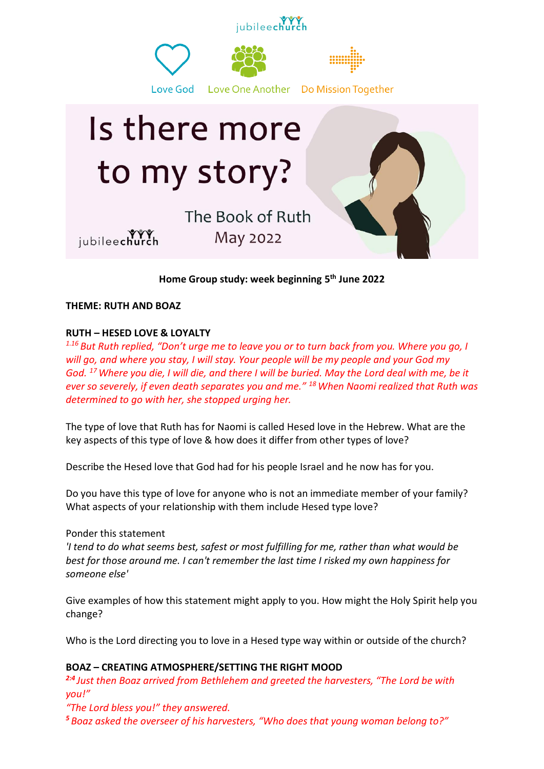jubileechurch

Love God    Love One Another    Do Mission Together

# Is there more to my story?

The Book of Ruth
May 2022

jubileechurch

**Home Group study: week beginning 5th June 2022**

**THEME: RUTH AND BOAZ**

**RUTH – HESED LOVE & LOYALTY**

*[1.16] But Ruth replied, "Don't urge me to leave you or to turn back from you. Where you go, I will go, and where you stay, I will stay. Your people will be my people and your God my God. [17] Where you die, I will die, and there I will be buried. May the Lord deal with me, be it ever so severely, if even death separates you and me." [18] When Naomi realized that Ruth was determined to go with her, she stopped urging her.*

The type of love that Ruth has for Naomi is called Hesed love in the Hebrew. What are the key aspects of this type of love & how does it differ from other types of love?

Describe the Hesed love that God had for his people Israel and he now has for you.

Do you have this type of love for anyone who is not an immediate member of your family? What aspects of your relationship with them include Hesed type love?

Ponder this statement
*'I tend to do what seems best, safest or most fulfilling for me, rather than what would be best for those around me. I can't remember the last time I risked my own happiness for someone else'*

Give examples of how this statement might apply to you. How might the Holy Spirit help you change?

Who is the Lord directing you to love in a Hesed type way within or outside of the church?

**BOAZ – CREATING ATMOSPHERE/SETTING THE RIGHT MOOD**

*[2:4] Just then Boaz arrived from Bethlehem and greeted the harvesters, "The Lord be with you!"*
*"The Lord bless you!" they answered.*
*[5] Boaz asked the overseer of his harvesters, "Who does that young woman belong to?"*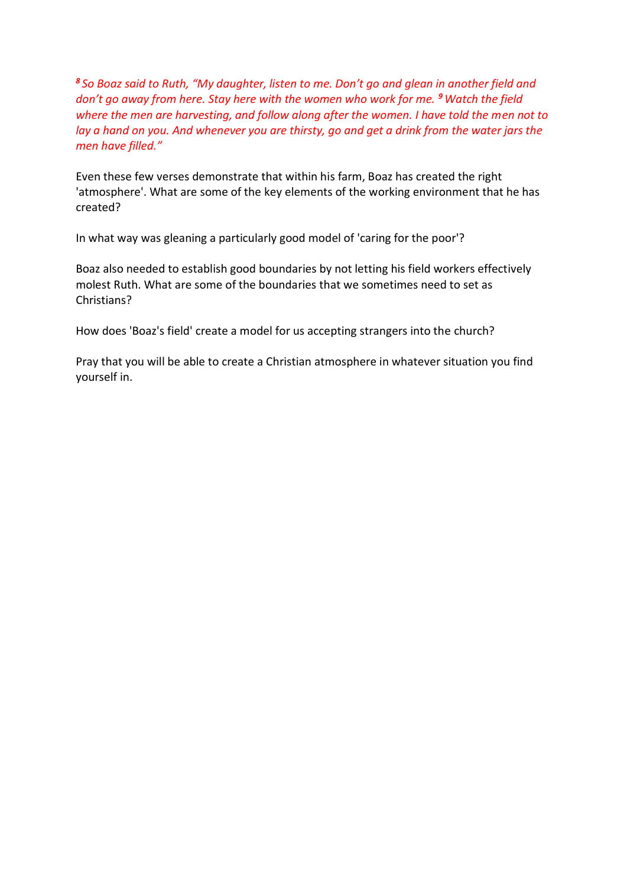*[8] So Boaz said to Ruth, "My daughter, listen to me. Don't go and glean in another field and don't go away from here. Stay here with the women who work for me. [9] Watch the field where the men are harvesting, and follow along after the women. I have told the men not to lay a hand on you. And whenever you are thirsty, go and get a drink from the water jars the men have filled."*

Even these few verses demonstrate that within his farm, Boaz has created the right 'atmosphere'. What are some of the key elements of the working environment that he has created?

In what way was gleaning a particularly good model of 'caring for the poor'?

Boaz also needed to establish good boundaries by not letting his field workers effectively molest Ruth. What are some of the boundaries that we sometimes need to set as Christians?

How does 'Boaz's field' create a model for us accepting strangers into the church?

Pray that you will be able to create a Christian atmosphere in whatever situation you find yourself in.